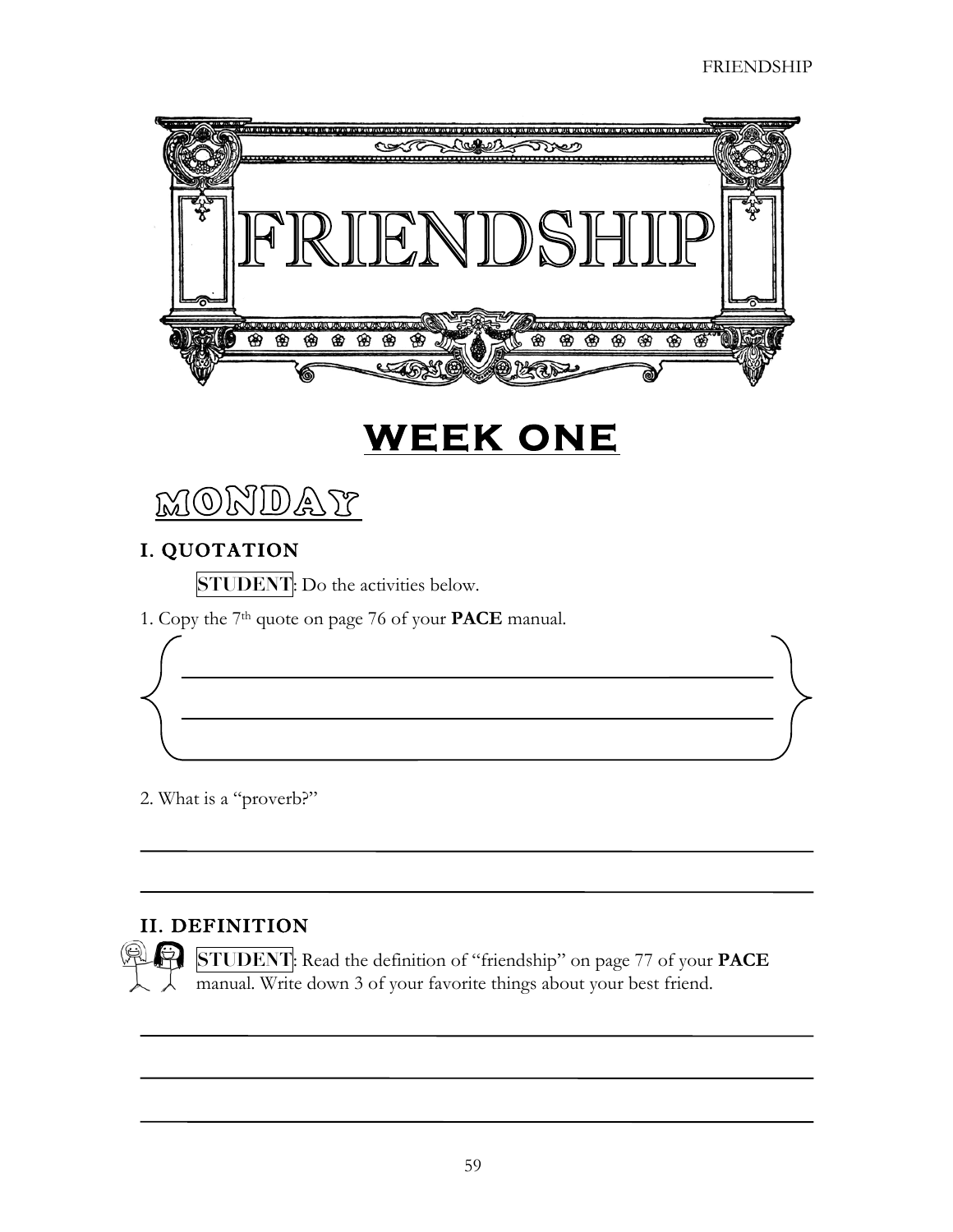# FRIENDSHIP

## WEEK ONE

### MONDAY

#### I. QUOTATION

**STUDENT**: Do the activities below.

1. Copy the 7th quote on page 76 of your **PACE** manual.

______________________________________________________________

______________________________________________________________

2. What is a "proverb?"

______________________________________________________________

______________________________________________________________

#### II. DEFINITION

**STUDENT**: Read the definition of "friendship" on page 77 of your **PACE** manual. Write down 3 of your favorite things about your best friend.

______________________________________________________________

______________________________________________________________

______________________________________________________________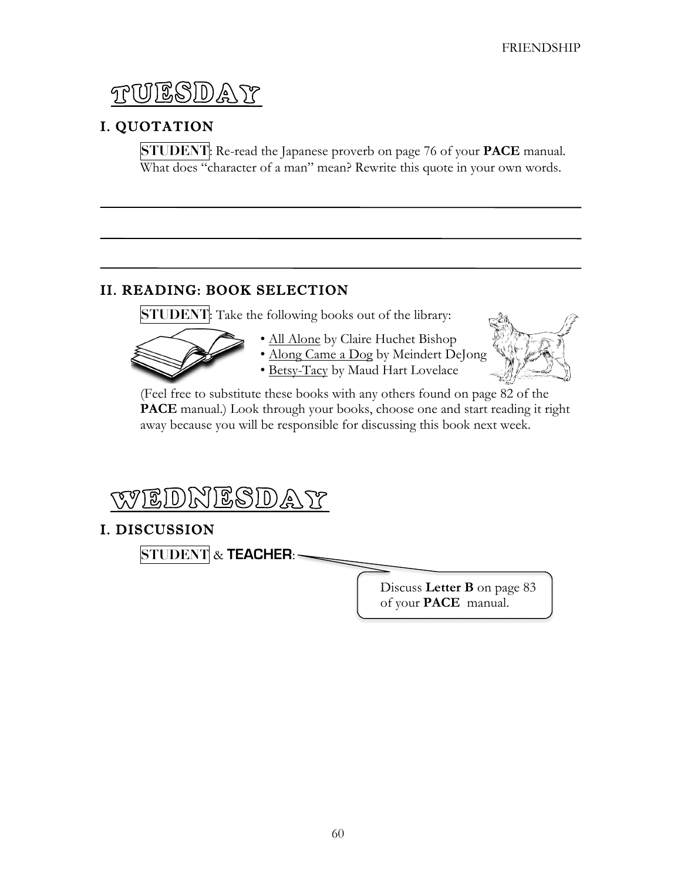# TUESDAY

## I. QUOTATION

**STUDENT**: Re-read the Japanese proverb on page 76 of your **PACE** manual. What does "character of a man" mean? Rewrite this quote in your own words.

______________________________________________________________________

______________________________________________________________________

______________________________________________________________________

## II. READING: BOOK SELECTION

**STUDENT**: Take the following books out of the library:

- All Alone by Claire Huchet Bishop
- Along Came a Dog by Meindert DeJong
- Betsy-Tacy by Maud Hart Lovelace

(Feel free to substitute these books with any others found on page 82 of the **PACE** manual.) Look through your books, choose one and start reading it right away because you will be responsible for discussing this book next week.

# WEDNESDAY

## I. DISCUSSION

**STUDENT** & **TEACHER**:

Discuss **Letter B** on page 83 of your **PACE** manual.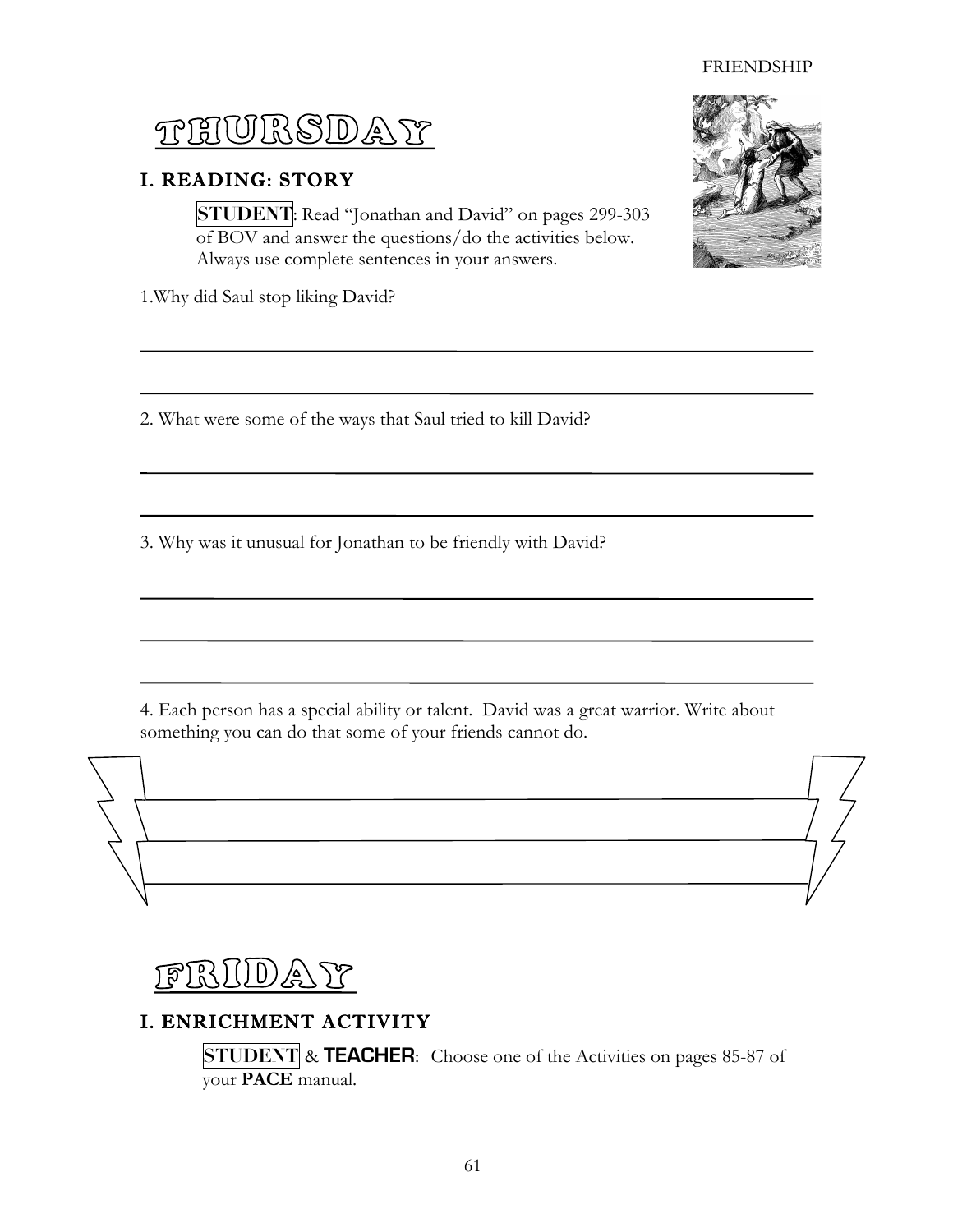# THURSDAY

## I. READING: STORY

**STUDENT**: Read "Jonathan and David" on pages 299-303 of BOV and answer the questions/do the activities below. Always use complete sentences in your answers.

1.Why did Saul stop liking David?

2. What were some of the ways that Saul tried to kill David?

3. Why was it unusual for Jonathan to be friendly with David?

4. Each person has a special ability or talent. David was a great warrior. Write about something you can do that some of your friends cannot do.

# FRIDAY

## I. ENRICHMENT ACTIVITY

**STUDENT** & **TEACHER**: Choose one of the Activities on pages 85-87 of your **PACE** manual.